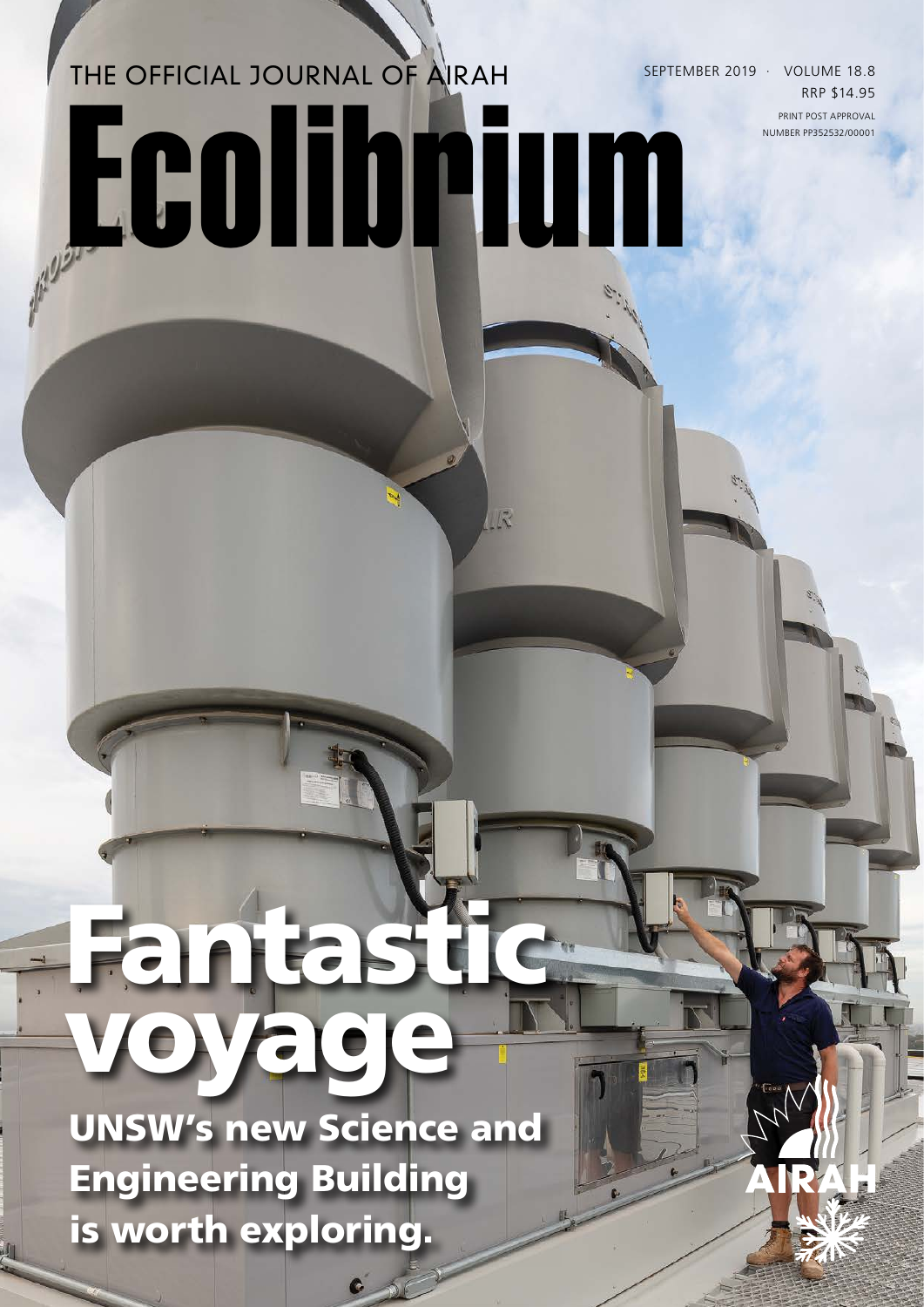THE OFFICIAL JOURNAL OF AIRAH

SEPTEMBER 2019 · VOLUME 18.8

RRP $14.95

PRINT POST APPROVAL NUMBER PP352532/00001

# Ecolibrium

## Fantastic voyage

### UNSW's new Science and Engineering Building is worth exploring.

AIRAH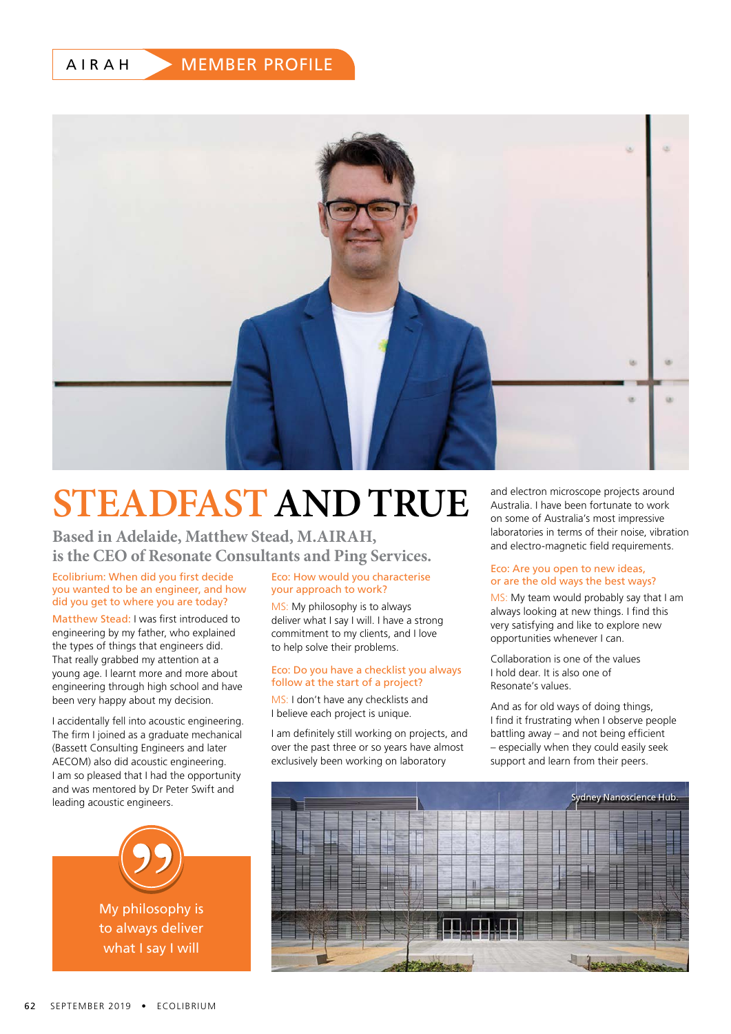# STEADFAST AND TRUE

## Based in Adelaide, Matthew Stead, M.AIRAH, is the CEO of Resonate Consultants and Ping Services.

**Ecolibrium: When did you first decide you wanted to be an engineer, and how did you get to where you are today?**

**Matthew Stead:** I was first introduced to engineering by my father, who explained the types of things that engineers did. That really grabbed my attention at a young age. I learnt more and more about engineering through high school and have been very happy about my decision.

I accidentally fell into acoustic engineering. The firm I joined as a graduate mechanical (Bassett Consulting Engineers and later AECOM) also did acoustic engineering. I am so pleased that I had the opportunity and was mentored by Dr Peter Swift and leading acoustic engineers.

> My philosophy is to always deliver what I say I will

**Eco: How would you characterise your approach to work?**

**MS:** My philosophy is to always deliver what I say I will. I have a strong commitment to my clients, and I love to help solve their problems.

**Eco: Do you have a checklist you always follow at the start of a project?**

**MS:** I don't have any checklists and I believe each project is unique.

I am definitely still working on projects, and over the past three or so years have almost exclusively been working on laboratory and electron microscope projects around Australia. I have been fortunate to work on some of Australia's most impressive laboratories in terms of their noise, vibration and electro-magnetic field requirements.

**Eco: Are you open to new ideas, or are the old ways the best ways?**

**MS:** My team would probably say that I am always looking at new things. I find this very satisfying and like to explore new opportunities whenever I can.

Collaboration is one of the values I hold dear. It is also one of Resonate's values.

And as for old ways of doing things, I find it frustrating when I observe people battling away – and not being efficient – especially when they could easily seek support and learn from their peers.

Sydney Nanoscience Hub.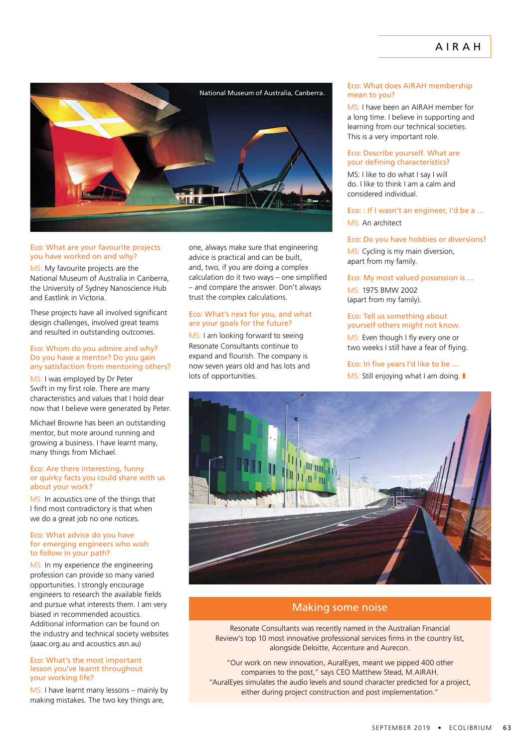National Museum of Australia, Canberra.

**Eco: What are your favourite projects you have worked on and why?**

MS: My favourite projects are the National Museum of Australia in Canberra, the University of Sydney Nanoscience Hub and Eastlink in Victoria.

These projects have all involved significant design challenges, involved great teams and resulted in outstanding outcomes.

**Eco: Whom do you admire and why? Do you have a mentor? Do you gain any satisfaction from mentoring others?**

MS: I was employed by Dr Peter Swift in my first role. There are many characteristics and values that I hold dear now that I believe were generated by Peter.

Michael Browne has been an outstanding mentor, but more around running and growing a business. I have learnt many, many things from Michael.

**Eco: Are there interesting, funny or quirky facts you could share with us about your work?**

MS: In acoustics one of the things that I find most contradictory is that when we do a great job no one notices.

**Eco: What advice do you have for emerging engineers who wish to follow in your path?**

MS: In my experience the engineering profession can provide so many varied opportunities. I strongly encourage engineers to research the available fields and pursue what interests them. I am very biased in recommended acoustics. Additional information can be found on the industry and technical society websites (aaac.org.au and acoustics.asn.au)

**Eco: What's the most important lesson you've learnt throughout your working life?**

MS: I have learnt many lessons – mainly by making mistakes. The two key things are, one, always make sure that engineering advice is practical and can be built, and, two, if you are doing a complex calculation do it two ways – one simplified – and compare the answer. Don't always trust the complex calculations.

**Eco: What's next for you, and what are your goals for the future?**

MS: I am looking forward to seeing Resonate Consultants continue to expand and flourish. The company is now seven years old and has lots and lots of opportunities.

**Eco: What does AIRAH membership mean to you?**

MS: I have been an AIRAH member for a long time. I believe in supporting and learning from our technical societies. This is a very important role.

**Eco: Describe yourself. What are your defining characteristics?**

MS: I like to do what I say I will do. I like to think I am a calm and considered individual.

**Eco: : If I wasn't an engineer, I'd be a …**

MS: An architect

**Eco: Do you have hobbies or diversions?**

MS: Cycling is my main diversion, apart from my family.

**Eco: My most valued possession is …**

MS: 1975 BMW 2002 (apart from my family).

**Eco: Tell us something about yourself others might not know.**

MS: Even though I fly every one or two weeks I still have a fear of flying.

**Eco: In five years I'd like to be …**

MS: Still enjoying what I am doing.

## Making some noise

Resonate Consultants was recently named in the Australian Financial Review's top 10 most innovative professional services firms in the country list, alongside Deloitte, Accenture and Aurecon.

"Our work on new innovation, AuralEyes, meant we pipped 400 other companies to the post," says CEO Matthew Stead, M.AIRAH. "AuralEyes simulates the audio levels and sound character predicted for a project, either during project construction and post implementation."